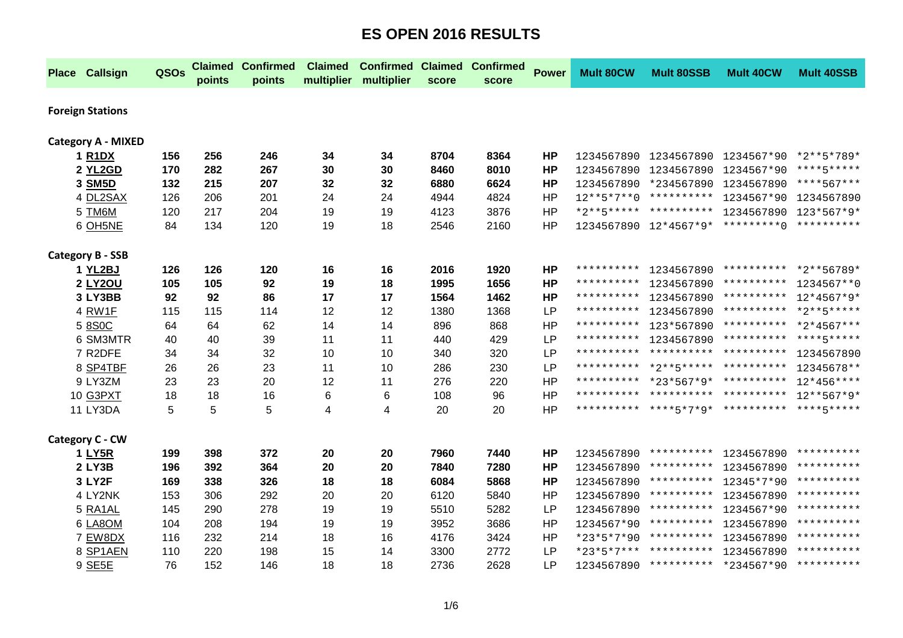# ES OPEN 2016 RESULTS

| Place | Callsign | QSOs | Claimed points | Confirmed points | Claimed multiplier | Confirmed multiplier | Claimed score | Confirmed score | Power | Mult 80CW | Mult 80SSB | Mult 40CW | Mult 40SSB |
|---|---|---|---|---|---|---|---|---|---|---|---|---|---|
| **Foreign Stations** | | | | | | | | | | | | | |
| **Category A - MIXED** | | | | | | | | | | | | | |
| **1** | **R1DX** | **156** | **256** | **246** | **34** | **34** | **8704** | **8364** | **HP** | 1234567890 | 1234567890 | 1234567*90 | *2**5*789* |
| **2** | **YL2GD** | **170** | **282** | **267** | **30** | **30** | **8460** | **8010** | **HP** | 1234567890 | 1234567890 | 1234567*90 | ****5***** |
| **3** | **SM5D** | **132** | **215** | **207** | **32** | **32** | **6880** | **6624** | **HP** | 1234567890 | *234567890 | 1234567890 | ****567*** |
| 4 | DL2SAX | 126 | 206 | 201 | 24 | 24 | 4944 | 4824 | HP | 12**5*7**0 | ********** | 1234567*90 | 1234567890 |
| 5 | TM6M | 120 | 217 | 204 | 19 | 19 | 4123 | 3876 | HP | *2**5***** | ********** | 1234567890 | 123*567*9* |
| 6 | OH5NE | 84 | 134 | 120 | 19 | 18 | 2546 | 2160 | HP | 1234567890 | 12*4567*9* | *********0 | ********** |
| **Category B - SSB** | | | | | | | | | | | | | |
| **1** | **YL2BJ** | **126** | **126** | **120** | **16** | **16** | **2016** | **1920** | **HP** | ********** | 1234567890 | ********** | *2**56789* |
| **2** | **LY2OU** | **105** | **105** | **92** | **19** | **18** | **1995** | **1656** | **HP** | ********** | 1234567890 | ********** | 1234567**0 |
| **3** | **LY3BB** | **92** | **92** | **86** | **17** | **17** | **1564** | **1462** | **HP** | ********** | 1234567890 | ********** | 12*4567*9* |
| 4 | RW1F | 115 | 115 | 114 | 12 | 12 | 1380 | 1368 | LP | ********** | 1234567890 | ********** | *2**5***** |
| 5 | 8S0C | 64 | 64 | 62 | 14 | 14 | 896 | 868 | HP | ********** | 123*567890 | ********** | *2*4567*** |
| 6 | SM3MTR | 40 | 40 | 39 | 11 | 11 | 440 | 429 | LP | ********** | 1234567890 | ********** | ****5***** |
| 7 | R2DFE | 34 | 34 | 32 | 10 | 10 | 340 | 320 | LP | ********** | ********** | ********** | 1234567890 |
| 8 | SP4TBF | 26 | 26 | 23 | 11 | 10 | 286 | 230 | LP | ********** | *2**5***** | ********** | 12345678** |
| 9 | LY3ZM | 23 | 23 | 20 | 12 | 11 | 276 | 220 | HP | ********** | *23*567*9* | ********** | 12*456**** |
| 10 | G3PXT | 18 | 18 | 16 | 6 | 6 | 108 | 96 | HP | ********** | ********** | ********** | 12**567*9* |
| 11 | LY3DA | 5 | 5 | 5 | 4 | 4 | 20 | 20 | HP | ********** | ****5*7*9* | ********** | ****5***** |
| **Category C - CW** | | | | | | | | | | | | | |
| **1** | **LY5R** | **199** | **398** | **372** | **20** | **20** | **7960** | **7440** | **HP** | 1234567890 | ********** | 1234567890 | ********** |
| **2** | **LY3B** | **196** | **392** | **364** | **20** | **20** | **7840** | **7280** | **HP** | 1234567890 | ********** | 1234567890 | ********** |
| **3** | **LY2F** | **169** | **338** | **326** | **18** | **18** | **6084** | **5868** | **HP** | 1234567890 | ********** | 12345*7*90 | ********** |
| 4 | LY2NK | 153 | 306 | 292 | 20 | 20 | 6120 | 5840 | HP | 1234567890 | ********** | 1234567890 | ********** |
| 5 | RA1AL | 145 | 290 | 278 | 19 | 19 | 5510 | 5282 | LP | 1234567890 | ********** | 1234567*90 | ********** |
| 6 | LA8OM | 104 | 208 | 194 | 19 | 19 | 3952 | 3686 | HP | 1234567*90 | ********** | 1234567890 | ********** |
| 7 | EW8DX | 116 | 232 | 214 | 18 | 16 | 4176 | 3424 | HP | *23*5*7*90 | ********** | 1234567890 | ********** |
| 8 | SP1AEN | 110 | 220 | 198 | 15 | 14 | 3300 | 2772 | LP | *23*5*7*** | ********** | 1234567890 | ********** |
| 9 | SE5E | 76 | 152 | 146 | 18 | 18 | 2736 | 2628 | LP | 1234567890 | ********** | *234567*90 | ********** |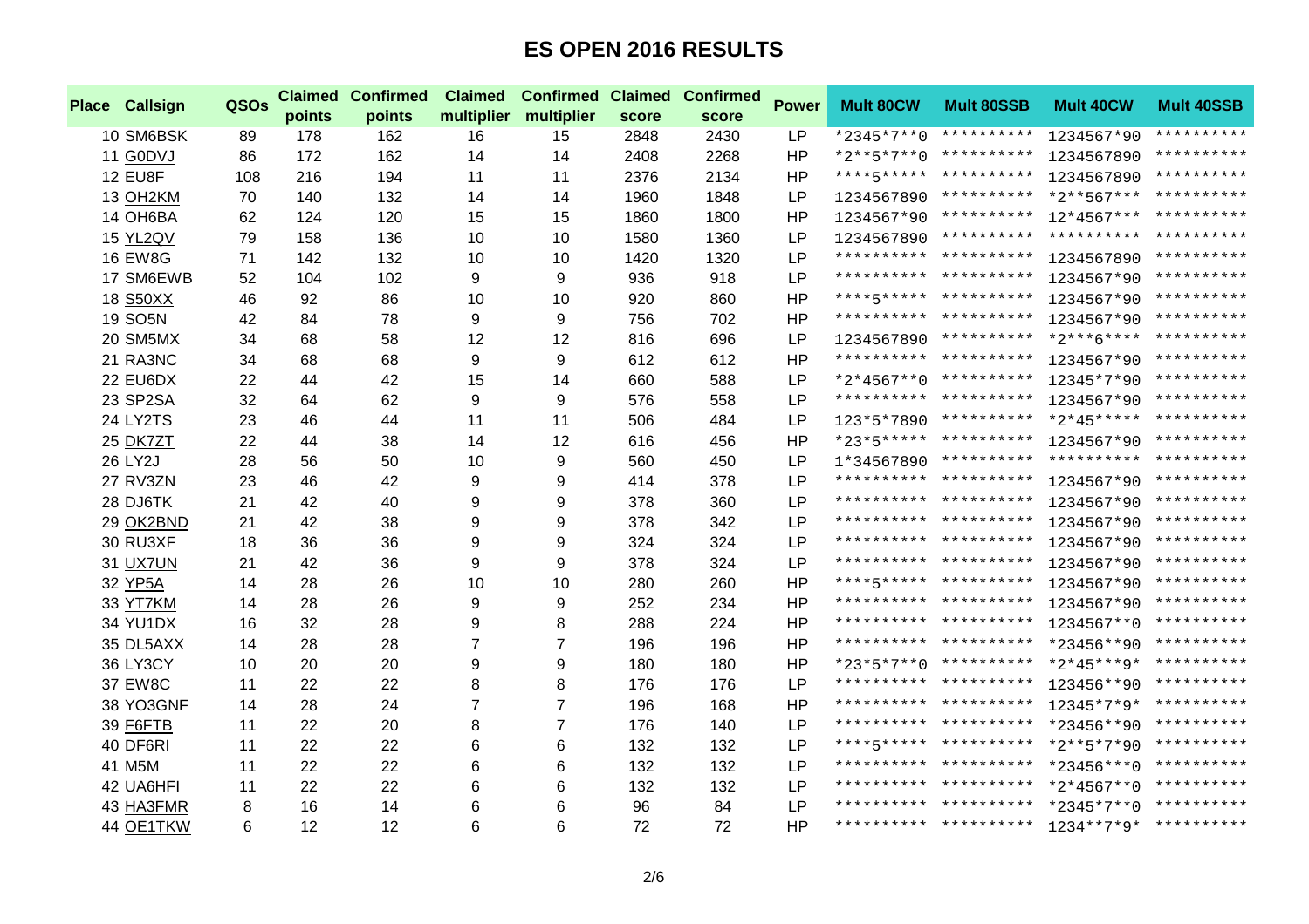## ES OPEN 2016 RESULTS

| Place | Callsign | QSOs | Claimed points | Confirmed points | Claimed multiplier | Confirmed multiplier | Claimed score | Confirmed score | Power | Mult 80CW | Mult 80SSB | Mult 40CW | Mult 40SSB |
|---|---|---|---|---|---|---|---|---|---|---|---|---|---|
| 10 | SM6BSK | 89 | 178 | 162 | 16 | 15 | 2848 | 2430 | LP | *2345*7**0 | ********** | 1234567*90 | ********** |
| 11 | G0DVJ | 86 | 172 | 162 | 14 | 14 | 2408 | 2268 | HP | *2**5*7**0 | ********** | 1234567890 | ********** |
| 12 | EU8F | 108 | 216 | 194 | 11 | 11 | 2376 | 2134 | HP | ****5***** | ********** | 1234567890 | ********** |
| 13 | OH2KM | 70 | 140 | 132 | 14 | 14 | 1960 | 1848 | LP | 1234567890 | ********** | *2**567*** | ********** |
| 14 | OH6BA | 62 | 124 | 120 | 15 | 15 | 1860 | 1800 | HP | 1234567*90 | ********** | 12*4567*** | ********** |
| 15 | YL2QV | 79 | 158 | 136 | 10 | 10 | 1580 | 1360 | LP | 1234567890 | ********** | ********** | ********** |
| 16 | EW8G | 71 | 142 | 132 | 10 | 10 | 1420 | 1320 | LP | ********** | ********** | 1234567890 | ********** |
| 17 | SM6EWB | 52 | 104 | 102 | 9 | 9 | 936 | 918 | LP | ********** | ********** | 1234567*90 | ********** |
| 18 | S50XX | 46 | 92 | 86 | 10 | 10 | 920 | 860 | HP | ****5***** | ********** | 1234567*90 | ********** |
| 19 | SO5N | 42 | 84 | 78 | 9 | 9 | 756 | 702 | HP | ********** | ********** | 1234567*90 | ********** |
| 20 | SM5MX | 34 | 68 | 58 | 12 | 12 | 816 | 696 | LP | 1234567890 | ********** | *2***6**** | ********** |
| 21 | RA3NC | 34 | 68 | 68 | 9 | 9 | 612 | 612 | HP | ********** | ********** | 1234567*90 | ********** |
| 22 | EU6DX | 22 | 44 | 42 | 15 | 14 | 660 | 588 | LP | *2*4567**0 | ********** | 12345*7*90 | ********** |
| 23 | SP2SA | 32 | 64 | 62 | 9 | 9 | 576 | 558 | LP | ********** | ********** | 1234567*90 | ********** |
| 24 | LY2TS | 23 | 46 | 44 | 11 | 11 | 506 | 484 | LP | 123*5*7890 | ********** | *2*45***** | ********** |
| 25 | DK7ZT | 22 | 44 | 38 | 14 | 12 | 616 | 456 | HP | *23*5***** | ********** | 1234567*90 | ********** |
| 26 | LY2J | 28 | 56 | 50 | 10 | 9 | 560 | 450 | LP | 1*34567890 | ********** | ********** | ********** |
| 27 | RV3ZN | 23 | 46 | 42 | 9 | 9 | 414 | 378 | LP | ********** | ********** | 1234567*90 | ********** |
| 28 | DJ6TK | 21 | 42 | 40 | 9 | 9 | 378 | 360 | LP | ********** | ********** | 1234567*90 | ********** |
| 29 | OK2BND | 21 | 42 | 38 | 9 | 9 | 378 | 342 | LP | ********** | ********** | 1234567*90 | ********** |
| 30 | RU3XF | 18 | 36 | 36 | 9 | 9 | 324 | 324 | LP | ********** | ********** | 1234567*90 | ********** |
| 31 | UX7UN | 21 | 42 | 36 | 9 | 9 | 378 | 324 | LP | ********** | ********** | 1234567*90 | ********** |
| 32 | YP5A | 14 | 28 | 26 | 10 | 10 | 280 | 260 | HP | ****5***** | ********** | 1234567*90 | ********** |
| 33 | YT7KM | 14 | 28 | 26 | 9 | 9 | 252 | 234 | HP | ********** | ********** | 1234567*90 | ********** |
| 34 | YU1DX | 16 | 32 | 28 | 9 | 8 | 288 | 224 | HP | ********** | ********** | 1234567**0 | ********** |
| 35 | DL5AXX | 14 | 28 | 28 | 7 | 7 | 196 | 196 | HP | ********** | ********** | *23456**90 | ********** |
| 36 | LY3CY | 10 | 20 | 20 | 9 | 9 | 180 | 180 | HP | *23*5*7**0 | ********** | *2*45***9* | ********** |
| 37 | EW8C | 11 | 22 | 22 | 8 | 8 | 176 | 176 | LP | ********** | ********** | 123456**90 | ********** |
| 38 | YO3GNF | 14 | 28 | 24 | 7 | 7 | 196 | 168 | HP | ********** | ********** | 12345*7*9* | ********** |
| 39 | F6FTB | 11 | 22 | 20 | 8 | 7 | 176 | 140 | LP | ********** | ********** | *23456**90 | ********** |
| 40 | DF6RI | 11 | 22 | 22 | 6 | 6 | 132 | 132 | LP | ****5***** | ********** | *2**5*7*90 | ********** |
| 41 | M5M | 11 | 22 | 22 | 6 | 6 | 132 | 132 | LP | ********** | ********** | *23456***0 | ********** |
| 42 | UA6HFI | 11 | 22 | 22 | 6 | 6 | 132 | 132 | LP | ********** | ********** | *2*4567**0 | ********** |
| 43 | HA3FMR | 8 | 16 | 14 | 6 | 6 | 96 | 84 | LP | ********** | ********** | *2345*7**0 | ********** |
| 44 | OE1TKW | 6 | 12 | 12 | 6 | 6 | 72 | 72 | HP | ********** | ********** | 1234**7*9* | ********** |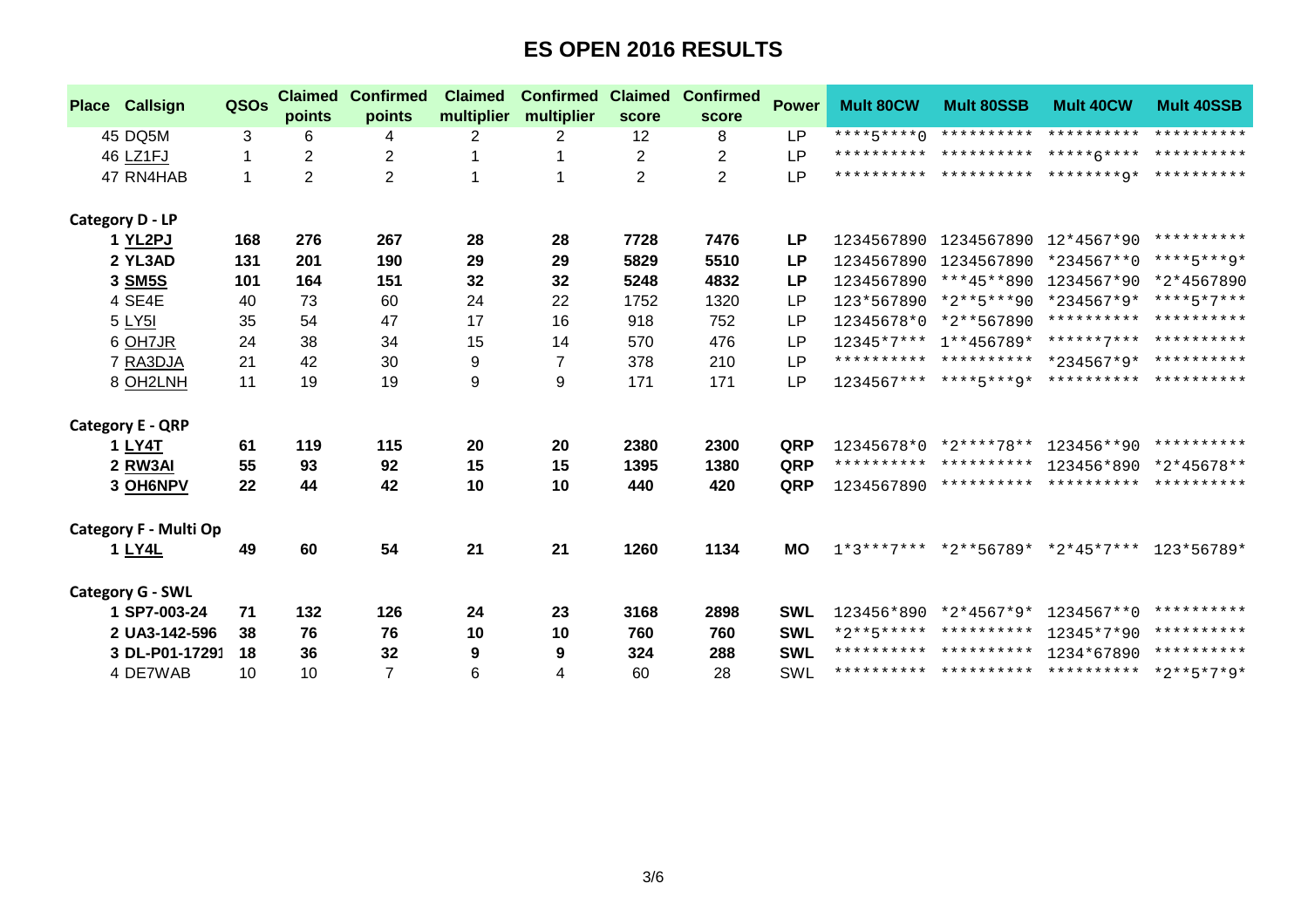# ES OPEN 2016 RESULTS

| Place | Callsign | QSOs | Claimed points | Confirmed points | Claimed multiplier | Confirmed multiplier | Claimed score | Confirmed score | Power | Mult 80CW | Mult 80SSB | Mult 40CW | Mult 40SSB |
|---|---|---|---|---|---|---|---|---|---|---|---|---|---|
| 45 | DQ5M | 3 | 6 | 4 | 2 | 2 | 12 | 8 | LP | ****5****0 | ********** | ********** | ********** |
| 46 | LZ1FJ | 1 | 2 | 2 | 1 | 1 | 2 | 2 | LP | ********** | ********** | *****6**** | ********** |
| 47 | RN4HAB | 1 | 2 | 2 | 1 | 1 | 2 | 2 | LP | ********** | ********** | ********9* | ********** |
| **Category D - LP** | | | | | | | | | | | | | |
| **1** | **YL2PJ** | **168** | **276** | **267** | **28** | **28** | **7728** | **7476** | **LP** | 1234567890 | 1234567890 | 12*4567*90 | ********** |
| **2** | **YL3AD** | **131** | **201** | **190** | **29** | **29** | **5829** | **5510** | **LP** | 1234567890 | 1234567890 | *234567**0 | ****5***9* |
| **3** | **SM5S** | **101** | **164** | **151** | **32** | **32** | **5248** | **4832** | **LP** | 1234567890 | ***45**890 | 1234567*90 | *2*4567890 |
| 4 | SE4E | 40 | 73 | 60 | 24 | 22 | 1752 | 1320 | LP | 123*567890 | *2**5***90 | *234567*9* | ****5*7*** |
| 5 | LY5I | 35 | 54 | 47 | 17 | 16 | 918 | 752 | LP | 12345678*0 | *2**567890 | ********** | ********** |
| 6 | OH7JR | 24 | 38 | 34 | 15 | 14 | 570 | 476 | LP | 12345*7*** | 1**456789* | ******7*** | ********** |
| 7 | RA3DJA | 21 | 42 | 30 | 9 | 7 | 378 | 210 | LP | ********** | ********** | *234567*9* | ********** |
| 8 | OH2LNH | 11 | 19 | 19 | 9 | 9 | 171 | 171 | LP | 1234567*** | ****5***9* | ********** | ********** |
| **Category E - QRP** | | | | | | | | | | | | | |
| **1** | **LY4T** | **61** | **119** | **115** | **20** | **20** | **2380** | **2300** | **QRP** | 12345678*0 | *2****78** | 123456**90 | ********** |
| **2** | **RW3AI** | **55** | **93** | **92** | **15** | **15** | **1395** | **1380** | **QRP** | ********** | ********** | 123456*890 | *2*45678** |
| **3** | **OH6NPV** | **22** | **44** | **42** | **10** | **10** | **440** | **420** | **QRP** | 1234567890 | ********** | ********** | ********** |
| **Category F - Multi Op** | | | | | | | | | | | | | |
| **1** | **LY4L** | **49** | **60** | **54** | **21** | **21** | **1260** | **1134** | **MO** | 1*3***7*** | *2**56789* | *2*45*7*** | 123*56789* |
| **Category G - SWL** | | | | | | | | | | | | | |
| **1** | **SP7-003-24** | **71** | **132** | **126** | **24** | **23** | **3168** | **2898** | **SWL** | 123456*890 | *2*4567*9* | 1234567**0 | ********** |
| **2** | **UA3-142-596** | **38** | **76** | **76** | **10** | **10** | **760** | **760** | **SWL** | *2**5***** | ********** | 12345*7*90 | ********** |
| **3** | **DL-P01-17291** | **18** | **36** | **32** | **9** | **9** | **324** | **288** | **SWL** | ********** | ********** | 1234*67890 | ********** |
| 4 | DE7WAB | 10 | 10 | 7 | 6 | 4 | 60 | 28 | SWL | ********** | ********** | ********** | *2**5*7*9* |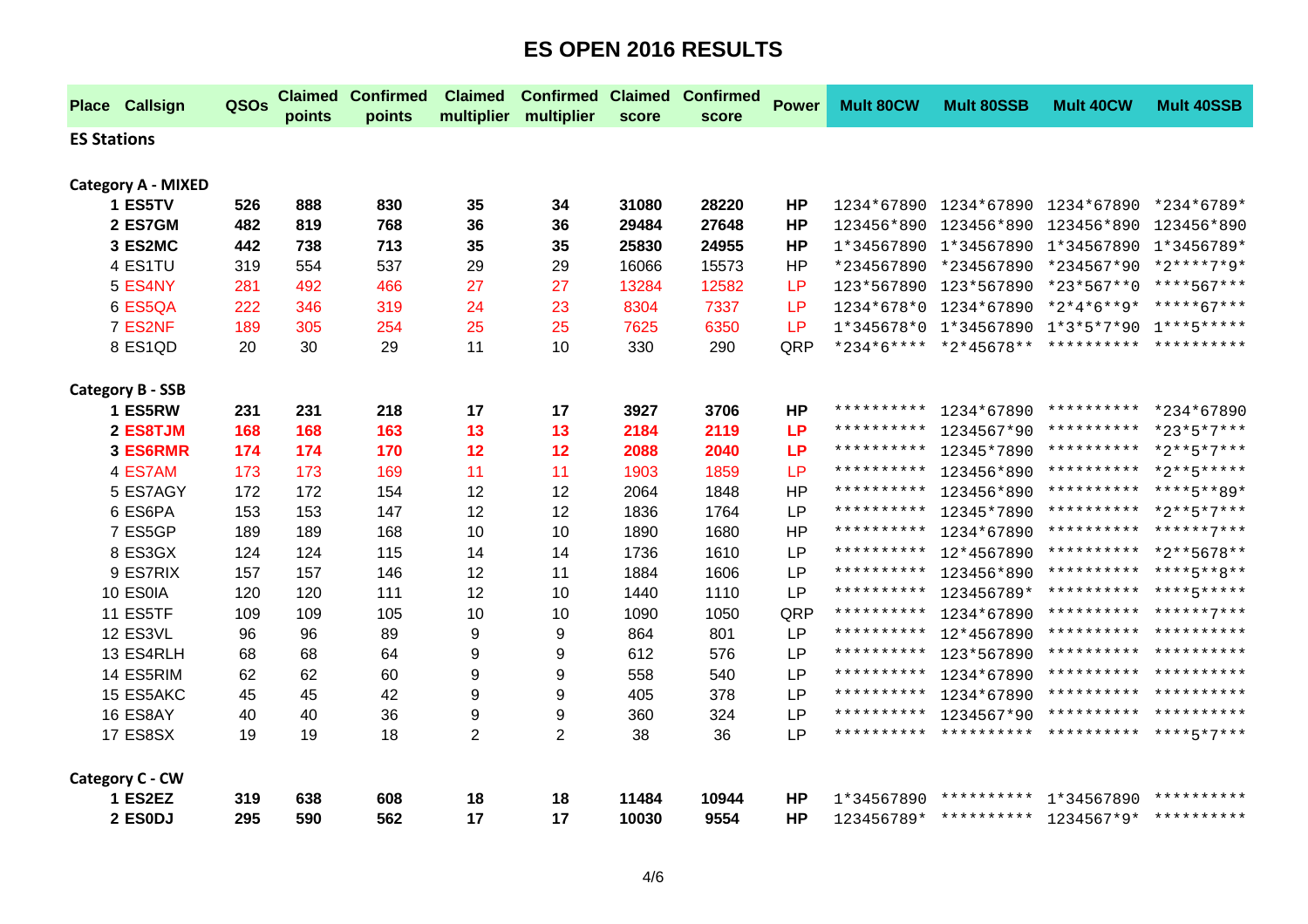# ES OPEN 2016 RESULTS

| Place | Callsign | QSOs | Claimed points | Confirmed points | Claimed multiplier | Confirmed multiplier | Claimed score | Confirmed score | Power | Mult 80CW | Mult 80SSB | Mult 40CW | Mult 40SSB |
|---|---|---|---|---|---|---|---|---|---|---|---|---|---|
| **ES Stations** | | | | | | | | | | | | | |
| **Category A - MIXED** | | | | | | | | | | | | | |
| **1** | **ES5TV** | **526** | **888** | **830** | **35** | **34** | **31080** | **28220** | **HP** | 1234*67890 | 1234*67890 | 1234*67890 | *234*6789* |
| **2** | **ES7GM** | **482** | **819** | **768** | **36** | **36** | **29484** | **27648** | **HP** | 123456*890 | 123456*890 | 123456*890 | 123456*890 |
| **3** | **ES2MC** | **442** | **738** | **713** | **35** | **35** | **25830** | **24955** | **HP** | 1*34567890 | 1*34567890 | 1*34567890 | 1*3456789* |
| 4 | ES1TU | 319 | 554 | 537 | 29 | 29 | 16066 | 15573 | HP | *234567890 | *234567890 | *234567*90 | *2****7*9* |
| 5 | ES4NY | 281 | 492 | 466 | 27 | 27 | 13284 | 12582 | LP | 123*567890 | 123*567890 | *23*567**0 | ****567*** |
| 6 | ES5QA | 222 | 346 | 319 | 24 | 23 | 8304 | 7337 | LP | 1234*678*0 | 1234*67890 | *2*4*6**9* | *****67*** |
| 7 | ES2NF | 189 | 305 | 254 | 25 | 25 | 7625 | 6350 | LP | 1*345678*0 | 1*34567890 | 1*3*5*7*90 | 1***5***** |
| 8 | ES1QD | 20 | 30 | 29 | 11 | 10 | 330 | 290 | QRP | *234*6**** | *2*45678** | ********** | ********** |
| **Category B - SSB** | | | | | | | | | | | | | |
| **1** | **ES5RW** | **231** | **231** | **218** | **17** | **17** | **3927** | **3706** | **HP** | ********** | 1234*67890 | ********** | *234*67890 |
| **2** | **ES8TJM** | **168** | **168** | **163** | **13** | **13** | **2184** | **2119** | **LP** | ********** | 1234567*90 | ********** | *23*5*7*** |
| **3** | **ES6RMR** | **174** | **174** | **170** | **12** | **12** | **2088** | **2040** | **LP** | ********** | 12345*7890 | ********** | *2**5*7*** |
| 4 | ES7AM | 173 | 173 | 169 | 11 | 11 | 1903 | 1859 | LP | ********** | 123456*890 | ********** | *2**5***** |
| 5 | ES7AGY | 172 | 172 | 154 | 12 | 12 | 2064 | 1848 | HP | ********** | 123456*890 | ********** | ****5**89* |
| 6 | ES6PA | 153 | 153 | 147 | 12 | 12 | 1836 | 1764 | LP | ********** | 12345*7890 | ********** | *2**5*7*** |
| 7 | ES5GP | 189 | 189 | 168 | 10 | 10 | 1890 | 1680 | HP | ********** | 1234*67890 | ********** | ******7*** |
| 8 | ES3GX | 124 | 124 | 115 | 14 | 14 | 1736 | 1610 | LP | ********** | 12*4567890 | ********** | *2**5678** |
| 9 | ES7RIX | 157 | 157 | 146 | 12 | 11 | 1884 | 1606 | LP | ********** | 123456*890 | ********** | ****5**8** |
| 10 | ES0IA | 120 | 120 | 111 | 12 | 10 | 1440 | 1110 | LP | ********** | 123456789* | ********** | ****5***** |
| 11 | ES5TF | 109 | 109 | 105 | 10 | 10 | 1090 | 1050 | QRP | ********** | 1234*67890 | ********** | ******7*** |
| 12 | ES3VL | 96 | 96 | 89 | 9 | 9 | 864 | 801 | LP | ********** | 12*4567890 | ********** | ********** |
| 13 | ES4RLH | 68 | 68 | 64 | 9 | 9 | 612 | 576 | LP | ********** | 123*567890 | ********** | ********** |
| 14 | ES5RIM | 62 | 62 | 60 | 9 | 9 | 558 | 540 | LP | ********** | 1234*67890 | ********** | ********** |
| 15 | ES5AKC | 45 | 45 | 42 | 9 | 9 | 405 | 378 | LP | ********** | 1234*67890 | ********** | ********** |
| 16 | ES8AY | 40 | 40 | 36 | 9 | 9 | 360 | 324 | LP | ********** | 1234567*90 | ********** | ********** |
| 17 | ES8SX | 19 | 19 | 18 | 2 | 2 | 38 | 36 | LP | ********** | ********** | ********** | ****5*7*** |
| **Category C - CW** | | | | | | | | | | | | | |
| **1** | **ES2EZ** | **319** | **638** | **608** | **18** | **18** | **11484** | **10944** | **HP** | 1*34567890 | ********** | 1*34567890 | ********** |
| **2** | **ES0DJ** | **295** | **590** | **562** | **17** | **17** | **10030** | **9554** | **HP** | 123456789* | ********** | 1234567*9* | ********** |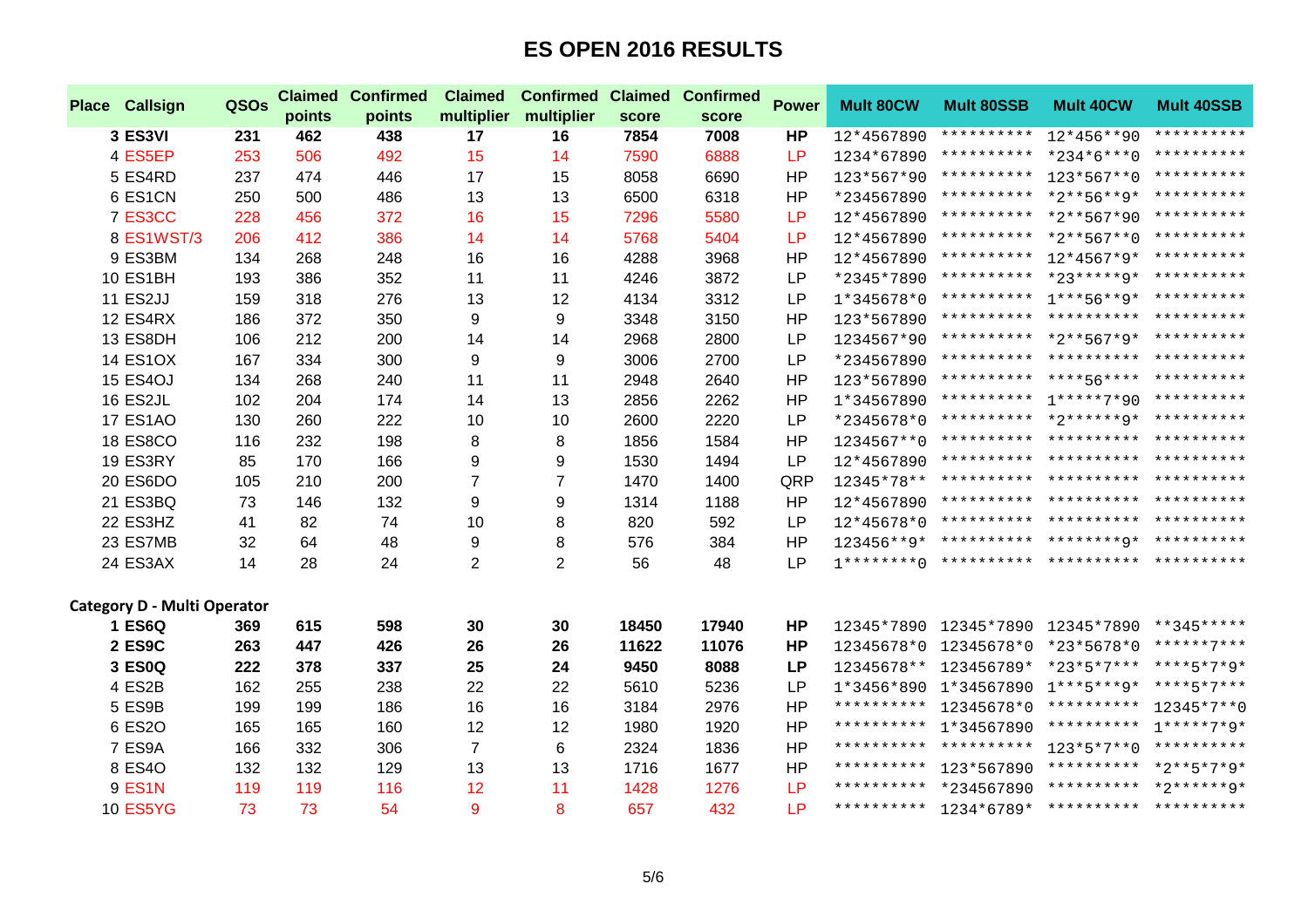# ES OPEN 2016 RESULTS

| Place | Callsign | QSOs | Claimed points | Confirmed points | Claimed multiplier | Confirmed multiplier | Claimed score | Confirmed score | Power | Mult 80CW | Mult 80SSB | Mult 40CW | Mult 40SSB |
|---|---|---|---|---|---|---|---|---|---|---|---|---|---|
| **3** | **ES3VI** | **231** | **462** | **438** | **17** | **16** | **7854** | **7008** | **HP** | 12*4567890 | ********** | 12*456**90 | ********** |
| 4 | ES5EP | 253 | 506 | 492 | 15 | 14 | 7590 | 6888 | LP | 1234*67890 | ********** | *234*6***0 | ********** |
| 5 | ES4RD | 237 | 474 | 446 | 17 | 15 | 8058 | 6690 | HP | 123*567*90 | ********** | 123*567**0 | ********** |
| 6 | ES1CN | 250 | 500 | 486 | 13 | 13 | 6500 | 6318 | HP | *234567890 | ********** | *2**56**9* | ********** |
| 7 | ES3CC | 228 | 456 | 372 | 16 | 15 | 7296 | 5580 | LP | 12*4567890 | ********** | *2**567*90 | ********** |
| 8 | ES1WST/3 | 206 | 412 | 386 | 14 | 14 | 5768 | 5404 | LP | 12*4567890 | ********** | *2**567**0 | ********** |
| 9 | ES3BM | 134 | 268 | 248 | 16 | 16 | 4288 | 3968 | HP | 12*4567890 | ********** | 12*4567*9* | ********** |
| 10 | ES1BH | 193 | 386 | 352 | 11 | 11 | 4246 | 3872 | LP | *2345*7890 | ********** | *23*****9* | ********** |
| 11 | ES2JJ | 159 | 318 | 276 | 13 | 12 | 4134 | 3312 | LP | 1*345678*0 | ********** | 1***56**9* | ********** |
| 12 | ES4RX | 186 | 372 | 350 | 9 | 9 | 3348 | 3150 | HP | 123*567890 | ********** | ********** | ********** |
| 13 | ES8DH | 106 | 212 | 200 | 14 | 14 | 2968 | 2800 | LP | 1234567*90 | ********** | *2**567*9* | ********** |
| 14 | ES1OX | 167 | 334 | 300 | 9 | 9 | 3006 | 2700 | LP | *234567890 | ********** | ********** | ********** |
| 15 | ES4OJ | 134 | 268 | 240 | 11 | 11 | 2948 | 2640 | HP | 123*567890 | ********** | ****56**** | ********** |
| 16 | ES2JL | 102 | 204 | 174 | 14 | 13 | 2856 | 2262 | HP | 1*34567890 | ********** | 1*****7*90 | ********** |
| 17 | ES1AO | 130 | 260 | 222 | 10 | 10 | 2600 | 2220 | LP | *2345678*0 | ********** | *2******9* | ********** |
| 18 | ES8CO | 116 | 232 | 198 | 8 | 8 | 1856 | 1584 | HP | 1234567**0 | ********** | ********** | ********** |
| 19 | ES3RY | 85 | 170 | 166 | 9 | 9 | 1530 | 1494 | LP | 12*4567890 | ********** | ********** | ********** |
| 20 | ES6DO | 105 | 210 | 200 | 7 | 7 | 1470 | 1400 | QRP | 12345*78** | ********** | ********** | ********** |
| 21 | ES3BQ | 73 | 146 | 132 | 9 | 9 | 1314 | 1188 | HP | 12*4567890 | ********** | ********** | ********** |
| 22 | ES3HZ | 41 | 82 | 74 | 10 | 8 | 820 | 592 | LP | 12*45678*0 | ********** | ********** | ********** |
| 23 | ES7MB | 32 | 64 | 48 | 9 | 8 | 576 | 384 | HP | 123456**9* | ********** | ********9* | ********** |
| 24 | ES3AX | 14 | 28 | 24 | 2 | 2 | 56 | 48 | LP | 1********0 | ********** | ********** | ********** |

**Category D - Multi Operator**

| Place | Callsign | QSOs | Claimed points | Confirmed points | Claimed multiplier | Confirmed multiplier | Claimed score | Confirmed score | Power | Mult 80CW | Mult 80SSB | Mult 40CW | Mult 40SSB |
|---|---|---|---|---|---|---|---|---|---|---|---|---|---|
| **1** | **ES6Q** | **369** | **615** | **598** | **30** | **30** | **18450** | **17940** | **HP** | 12345*7890 | 12345*7890 | 12345*7890 | **345***** |
| **2** | **ES9C** | **263** | **447** | **426** | **26** | **26** | **11622** | **11076** | **HP** | 12345678*0 | 12345678*0 | *23*5678*0 | ******7*** |
| **3** | **ES0Q** | **222** | **378** | **337** | **25** | **24** | **9450** | **8088** | **LP** | 12345678** | 123456789* | *23*5*7*** | ****5*7*9* |
| 4 | ES2B | 162 | 255 | 238 | 22 | 22 | 5610 | 5236 | LP | 1*3456*890 | 1*34567890 | 1***5***9* | ****5*7*** |
| 5 | ES9B | 199 | 199 | 186 | 16 | 16 | 3184 | 2976 | HP | ********** | 12345678*0 | ********** | 12345*7**0 |
| 6 | ES2O | 165 | 165 | 160 | 12 | 12 | 1980 | 1920 | HP | ********** | 1*34567890 | ********** | 1*****7*9* |
| 7 | ES9A | 166 | 332 | 306 | 7 | 6 | 2324 | 1836 | HP | ********** | ********** | 123*5*7**0 | ********** |
| 8 | ES4O | 132 | 132 | 129 | 13 | 13 | 1716 | 1677 | HP | ********** | 123*567890 | ********** | *2**5*7*9* |
| 9 | ES1N | 119 | 119 | 116 | 12 | 11 | 1428 | 1276 | LP | ********** | *234567890 | ********** | *2******9* |
| 10 | ES5YG | 73 | 73 | 54 | 9 | 8 | 657 | 432 | LP | ********** | 1234*6789* | ********** | ********** |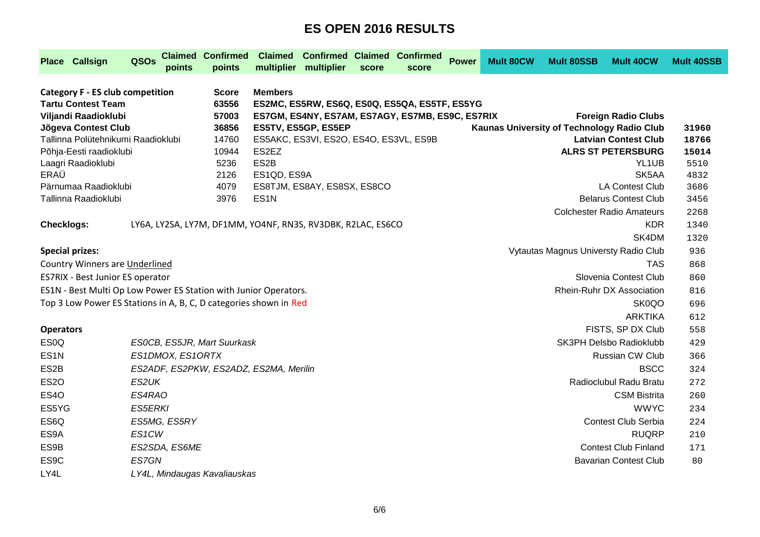# ES OPEN 2016 RESULTS

| Place | Callsign | QSOs | Claimed points | Confirmed points | Claimed multiplier | Confirmed multiplier | Claimed score | Confirmed score | Power | Mult 80CW | Mult 80SSB | Mult 40CW | Mult 40SSB |
|---|---|---|---|---|---|---|---|---|---|---|---|---|---|

**Category F - ES club competition**

| Club | Score | Members |
|---|---|---|
| **Tartu Contest Team** | **63556** | **ES2MC, ES5RW, ES6Q, ES0Q, ES5QA, ES5TF, ES5YG** |
| **Viljandi Raadioklubi** | **57003** | **ES7GM, ES4NY, ES7AM, ES7AGY, ES7MB, ES9C, ES7RIX** |
| **Jõgeva Contest Club** | **36856** | **ES5TV, ES5GP, ES5EP** |
| Tallinna Polütehnikumi Raadioklubi | 14760 | ES5AKC, ES3VI, ES2O, ES4O, ES3VL, ES9B |
| Põhja-Eesti raadioklubi | 10944 | ES2EZ |
| Laagri Raadioklubi | 5236 | ES2B |
| ERAÜ | 2126 | ES1QD, ES9A |
| Pärnumaa Raadioklubi | 4079 | ES8TJM, ES8AY, ES8SX, ES8CO |
| Tallinna Raadioklubi | 3976 | ES1N |

**Foreign Radio Clubs**

| Club | Score |
|---|---|
| **Kaunas University of Technology Radio Club** | **31960** |
| **Latvian Contest Club** | **18766** |
| **ALRS ST PETERSBURG** | **15014** |
| YL1UB | 5510 |
| SK5AA | 4832 |
| LA Contest Club | 3686 |
| Belarus Contest Club | 3456 |
| Colchester Radio Amateurs | 2268 |
| KDR | 1340 |
| SK4DM | 1320 |
| Vytautas Magnus Universty Radio Club | 936 |
| TAS | 868 |
| Slovenia Contest Club | 860 |
| Rhein-Ruhr DX Association | 816 |
| SK0QO | 696 |
| ARKTIKA | 612 |
| FISTS, SP DX Club | 558 |
| SK3PH Delsbo Radioklubb | 429 |
| Russian CW Club | 366 |
| BSCC | 324 |
| Radioclubul Radu Bratu | 272 |
| CSM Bistrita | 260 |
| WWYC | 234 |
| Contest Club Serbia | 224 |
| RUQRP | 210 |
| Contest Club Finland | 171 |
| Bavarian Contest Club | 80 |

**Checklogs:** LY6A, LY2SA, LY7M, DF1MM, YO4NF, RN3S, RV3DBK, R2LAC, ES6CO

**Special prizes:**

Country Winners are Underlined

ES7RIX - Best Junior ES operator

ES1N - Best Multi Op Low Power ES Station with Junior Operators.

Top 3 Low Power ES Stations in A, B, C, D categories shown in Red

**Operators**

| Callsign | Operators |
|---|---|
| ES0Q | *ES0CB, ES5JR, Mart Suurkask* |
| ES1N | *ES1DMOX, ES1ORTX* |
| ES2B | *ES2ADF, ES2PKW, ES2ADZ, ES2MA, Merilin* |
| ES2O | *ES2UK* |
| ES4O | *ES4RAO* |
| ES5YG | *ES5ERKI* |
| ES6Q | *ES5MG, ES5RY* |
| ES9A | *ES1CW* |
| ES9B | *ES2SDA, ES6ME* |
| ES9C | *ES7GN* |
| LY4L | *LY4L, Mindaugas Kavaliauskas* |